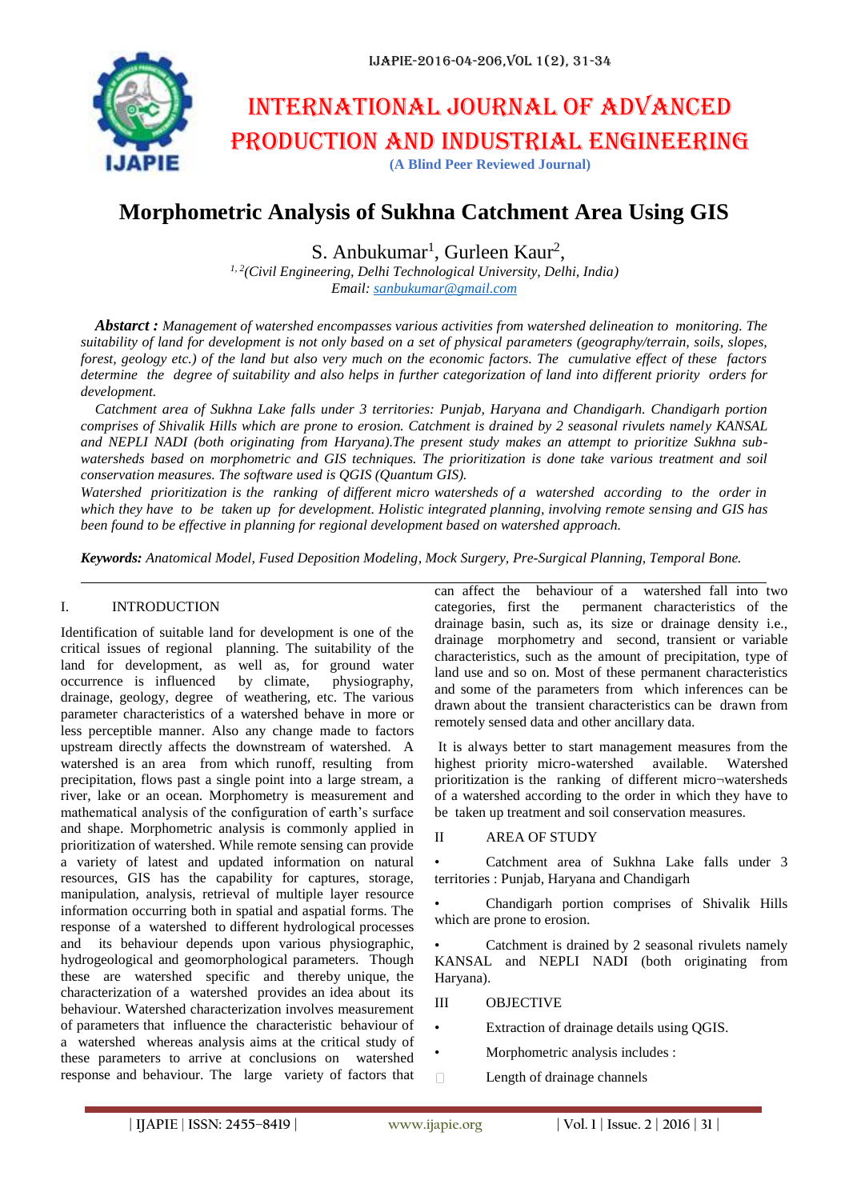# INTERNATIONAL JOURNAL OF ADVANCED PRODUCTION AND INDUSTRIAL ENGINEERING

**(A Blind Peer Reviewed Journal)**

# Morphometric Analysis of Sukhna Catchment Area Using GIS

S. Anbukumar[1], Gurleen Kaur[2],

[1, 2](Civil Engineering, Delhi Technological University, Delhi, India)
Email: sanbukumar@gmail.com

***Abstarct :*** *Management of watershed encompasses various activities from watershed delineation to monitoring. The suitability of land for development is not only based on a set of physical parameters (geography/terrain, soils, slopes, forest, geology etc.) of the land but also very much on the economic factors. The cumulative effect of these factors determine the degree of suitability and also helps in further categorization of land into different priority orders for development.*

*Catchment area of Sukhna Lake falls under 3 territories: Punjab, Haryana and Chandigarh. Chandigarh portion comprises of Shivalik Hills which are prone to erosion. Catchment is drained by 2 seasonal rivulets namely KANSAL and NEPLI NADI (both originating from Haryana).The present study makes an attempt to prioritize Sukhna sub-watersheds based on morphometric and GIS techniques. The prioritization is done take various treatment and soil conservation measures. The software used is QGIS (Quantum GIS).*

*Watershed prioritization is the ranking of different micro watersheds of a watershed according to the order in which they have to be taken up for development. Holistic integrated planning, involving remote sensing and GIS has been found to be effective in planning for regional development based on watershed approach.*

***Keywords:*** *Anatomical Model, Fused Deposition Modeling, Mock Surgery, Pre-Surgical Planning, Temporal Bone.*

## I. INTRODUCTION

Identification of suitable land for development is one of the critical issues of regional planning. The suitability of the land for development, as well as, for ground water occurrence is influenced by climate, physiography, drainage, geology, degree of weathering, etc. The various parameter characteristics of a watershed behave in more or less perceptible manner. Also any change made to factors upstream directly affects the downstream of watershed. A watershed is an area from which runoff, resulting from precipitation, flows past a single point into a large stream, a river, lake or an ocean. Morphometry is measurement and mathematical analysis of the configuration of earth's surface and shape. Morphometric analysis is commonly applied in prioritization of watershed. While remote sensing can provide a variety of latest and updated information on natural resources, GIS has the capability for captures, storage, manipulation, analysis, retrieval of multiple layer resource information occurring both in spatial and aspatial forms. The response of a watershed to different hydrological processes and its behaviour depends upon various physiographic, hydrogeological and geomorphological parameters. Though these are watershed specific and thereby unique, the characterization of a watershed provides an idea about its behaviour. Watershed characterization involves measurement of parameters that influence the characteristic behaviour of a watershed whereas analysis aims at the critical study of these parameters to arrive at conclusions on watershed response and behaviour. The large variety of factors that can affect the behaviour of a watershed fall into two categories, first the permanent characteristics of the drainage basin, such as, its size or drainage density i.e., drainage morphometry and second, transient or variable characteristics, such as the amount of precipitation, type of land use and so on. Most of these permanent characteristics and some of the parameters from which inferences can be drawn about the transient characteristics can be drawn from remotely sensed data and other ancillary data.

It is always better to start management measures from the highest priority micro-watershed available. Watershed prioritization is the ranking of different micro¬watersheds of a watershed according to the order in which they have to be taken up treatment and soil conservation measures.

## II AREA OF STUDY

- Catchment area of Sukhna Lake falls under 3 territories : Punjab, Haryana and Chandigarh
- Chandigarh portion comprises of Shivalik Hills which are prone to erosion.
- Catchment is drained by 2 seasonal rivulets namely KANSAL and NEPLI NADI (both originating from Haryana).

## III OBJECTIVE

- Extraction of drainage details using QGIS.
- Morphometric analysis includes :
  - Length of drainage channels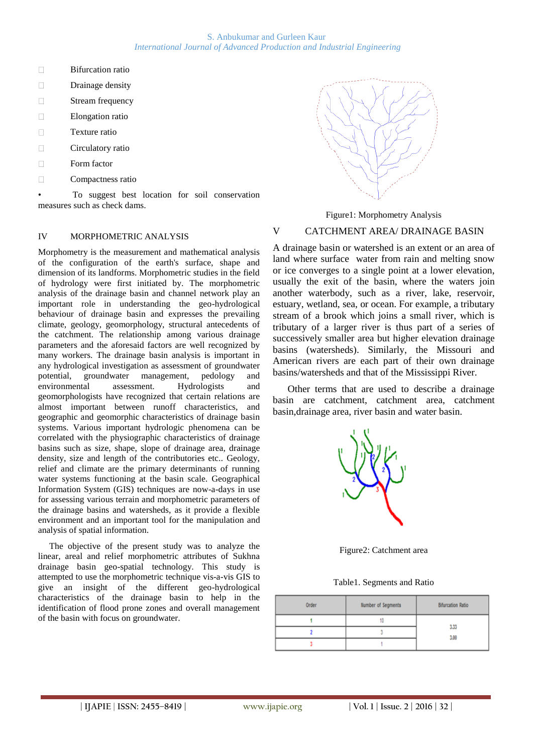- Bifurcation ratio
- Drainage density
- Stream frequency
- Elongation ratio
- Texture ratio
- Circulatory ratio
- Form factor
- Compactness ratio

• To suggest best location for soil conservation measures such as check dams.

## IV MORPHOMETRIC ANALYSIS

Morphometry is the measurement and mathematical analysis of the configuration of the earth's surface, shape and dimension of its landforms. Morphometric studies in the field of hydrology were first initiated by. The morphometric analysis of the drainage basin and channel network play an important role in understanding the geo-hydrological behaviour of drainage basin and expresses the prevailing climate, geology, geomorphology, structural antecedents of the catchment. The relationship among various drainage parameters and the aforesaid factors are well recognized by many workers. The drainage basin analysis is important in any hydrological investigation as assessment of groundwater potential, groundwater management, pedology and environmental assessment. Hydrologists and geomorphologists have recognized that certain relations are almost important between runoff characteristics, and geographic and geomorphic characteristics of drainage basin systems. Various important hydrologic phenomena can be correlated with the physiographic characteristics of drainage basins such as size, shape, slope of drainage area, drainage density, size and length of the contributories etc.. Geology, relief and climate are the primary determinants of running water systems functioning at the basin scale. Geographical Information System (GIS) techniques are now-a-days in use for assessing various terrain and morphometric parameters of the drainage basins and watersheds, as it provide a flexible environment and an important tool for the manipulation and analysis of spatial information.

The objective of the present study was to analyze the linear, areal and relief morphometric attributes of Sukhna drainage basin geo-spatial technology. This study is attempted to use the morphometric technique vis-a-vis GIS to give an insight of the different geo-hydrological characteristics of the drainage basin to help in the identification of flood prone zones and overall management of the basin with focus on groundwater.

Figure1: Morphometry Analysis

## V CATCHMENT AREA/ DRAINAGE BASIN

A drainage basin or watershed is an extent or an area of land where surface water from rain and melting snow or ice converges to a single point at a lower elevation, usually the exit of the basin, where the waters join another waterbody, such as a river, lake, reservoir, estuary, wetland, sea, or ocean. For example, a tributary stream of a brook which joins a small river, which is tributary of a larger river is thus part of a series of successively smaller area but higher elevation drainage basins (watersheds). Similarly, the Missouri and American rivers are each part of their own drainage basins/watersheds and that of the Mississippi River.

Other terms that are used to describe a drainage basin are catchment, catchment area, catchment basin,drainage area, river basin and water basin.

Figure2: Catchment area

Table1. Segments and Ratio

| Order | Number of Segments | Bifurcation Ratio |
|---|---|---|
| 1 | 10 | 3.33 |
| 2 | 3 | 3.00 |
| 3 | 1 | |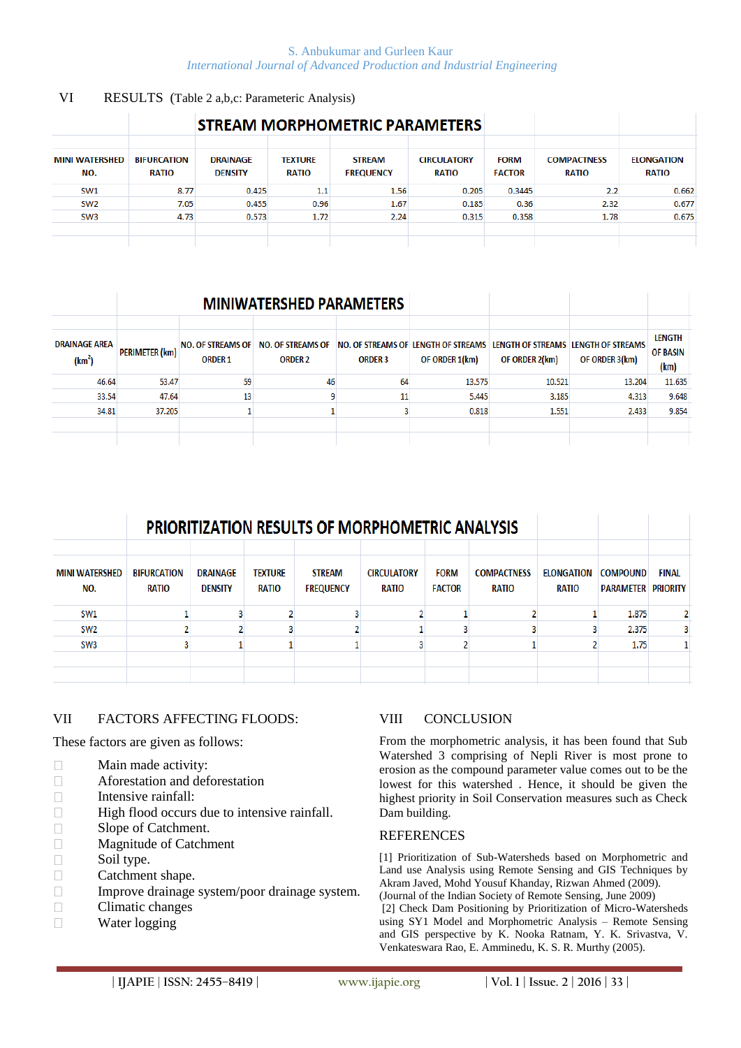## VI RESULTS (Table 2 a,b,c: Parameteric Analysis)

**STREAM MORPHOMETRIC PARAMETERS**

| MINI WATERSHED NO. | BIFURCATION RATIO | DRAINAGE DENSITY | TEXTURE RATIO | STREAM FREQUENCY | CIRCULATORY RATIO | FORM FACTOR | COMPACTNESS RATIO | ELONGATION RATIO |
|---|---|---|---|---|---|---|---|---|
| SW1 | 8.77 | 0.425 | 1.1 | 1.56 | 0.205 | 0.3445 | 2.2 | 0.662 |
| SW2 | 7.05 | 0.455 | 0.96 | 1.67 | 0.185 | 0.36 | 2.32 | 0.677 |
| SW3 | 4.73 | 0.573 | 1.72 | 2.24 | 0.315 | 0.358 | 1.78 | 0.675 |

**MINIWATERSHED PARAMETERS**

| DRAINAGE AREA ($km^2$) | PERIMETER (km) | NO. OF STREAMS OF ORDER 1 | NO. OF STREAMS OF ORDER 2 | NO. OF STREAMS OF ORDER 3 | LENGTH OF STREAMS OF ORDER 1(km) | LENGTH OF STREAMS OF ORDER 2(km) | LENGTH OF STREAMS OF ORDER 3(km) | LENGTH OF BASIN (km) |
|---|---|---|---|---|---|---|---|---|
| 46.64 | 53.47 | 59 | 46 | 64 | 13.575 | 10.521 | 13.204 | 11.635 |
| 33.54 | 47.64 | 13 | 9 | 11 | 5.445 | 3.185 | 4.313 | 9.648 |
| 34.81 | 37.205 | 1 | 1 | 3 | 0.818 | 1.551 | 2.433 | 9.854 |

**PRIORITIZATION RESULTS OF MORPHOMETRIC ANALYSIS**

| MINI WATERSHED NO. | BIFURCATION RATIO | DRAINAGE DENSITY | TEXTURE RATIO | STREAM FREQUENCY | CIRCULATORY RATIO | FORM FACTOR | COMPACTNESS RATIO | ELONGATION RATIO | COMPOUND PARAMETER | FINAL PRIORITY |
|---|---|---|---|---|---|---|---|---|---|---|
| SW1 | 1 | 3 | 2 | 3 | 2 | 1 | 2 | 1 | 1.875 | 2 |
| SW2 | 2 | 2 | 3 | 2 | 1 | 3 | 3 | 3 | 2.375 | 3 |
| SW3 | 3 | 1 | 1 | 1 | 3 | 2 | 1 | 2 | 1.75 | 1 |

## VII FACTORS AFFECTING FLOODS:

These factors are given as follows:

- Main made activity:
- Aforestation and deforestation
- Intensive rainfall:
- High flood occurs due to intensive rainfall.
- Slope of Catchment.
- Magnitude of Catchment
- Soil type.
- Catchment shape.
- Improve drainage system/poor drainage system.
- Climatic changes
- Water logging

## VIII CONCLUSION

From the morphometric analysis, it has been found that Sub Watershed 3 comprising of Nepli River is most prone to erosion as the compound parameter value comes out to be the lowest for this watershed . Hence, it should be given the highest priority in Soil Conservation measures such as Check Dam building.

## REFERENCES

[1] Prioritization of Sub-Watersheds based on Morphometric and Land use Analysis using Remote Sensing and GIS Techniques by Akram Javed, Mohd Yousuf Khanday, Rizwan Ahmed (2009). (Journal of the Indian Society of Remote Sensing, June 2009)

[2] Check Dam Positioning by Prioritization of Micro-Watersheds using SY1 Model and Morphometric Analysis – Remote Sensing and GIS perspective by K. Nooka Ratnam, Y. K. Srivastva, V. Venkateswara Rao, E. Amminedu, K. S. R. Murthy (2005).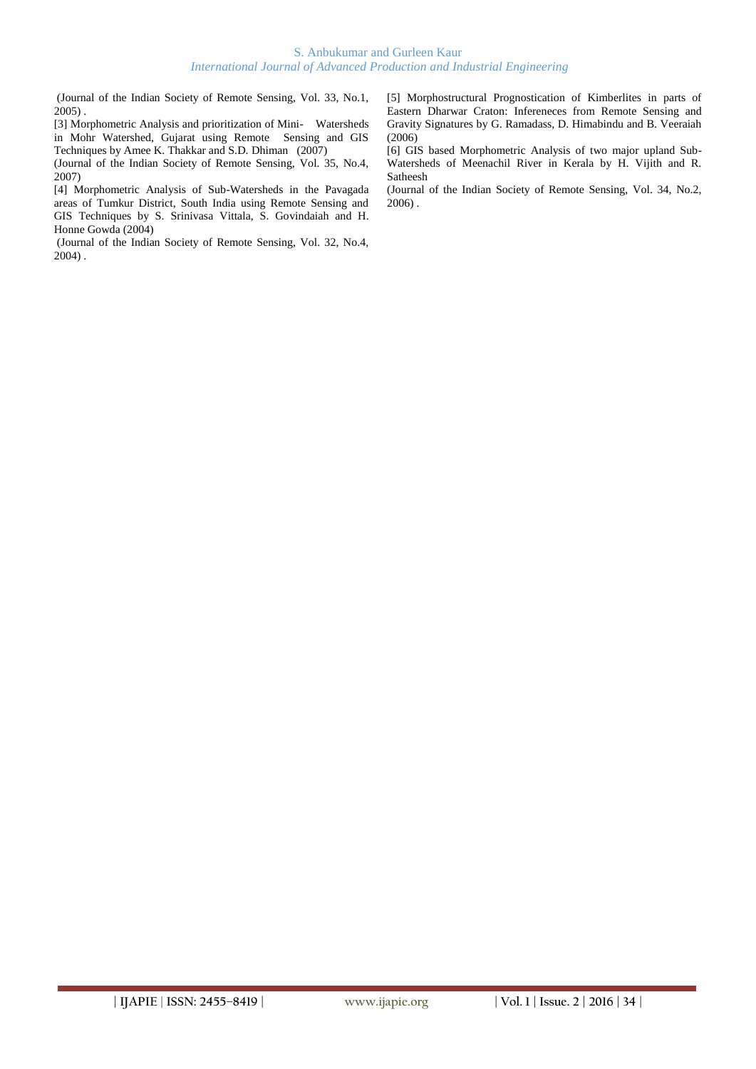(Journal of the Indian Society of Remote Sensing, Vol. 33, No.1, 2005) .

[3] Morphometric Analysis and prioritization of Mini- Watersheds in Mohr Watershed, Gujarat using Remote Sensing and GIS Techniques by Amee K. Thakkar and S.D. Dhiman (2007)

(Journal of the Indian Society of Remote Sensing, Vol. 35, No.4, 2007)

[4] Morphometric Analysis of Sub-Watersheds in the Pavagada areas of Tumkur District, South India using Remote Sensing and GIS Techniques by S. Srinivasa Vittala, S. Govindaiah and H. Honne Gowda (2004)

(Journal of the Indian Society of Remote Sensing, Vol. 32, No.4, 2004) .

[5] Morphostructural Prognostication of Kimberlites in parts of Eastern Dharwar Craton: Infereneces from Remote Sensing and Gravity Signatures by G. Ramadass, D. Himabindu and B. Veeraiah (2006)

[6] GIS based Morphometric Analysis of two major upland Sub-Watersheds of Meenachil River in Kerala by H. Vijith and R. Satheesh

(Journal of the Indian Society of Remote Sensing, Vol. 34, No.2, 2006) .